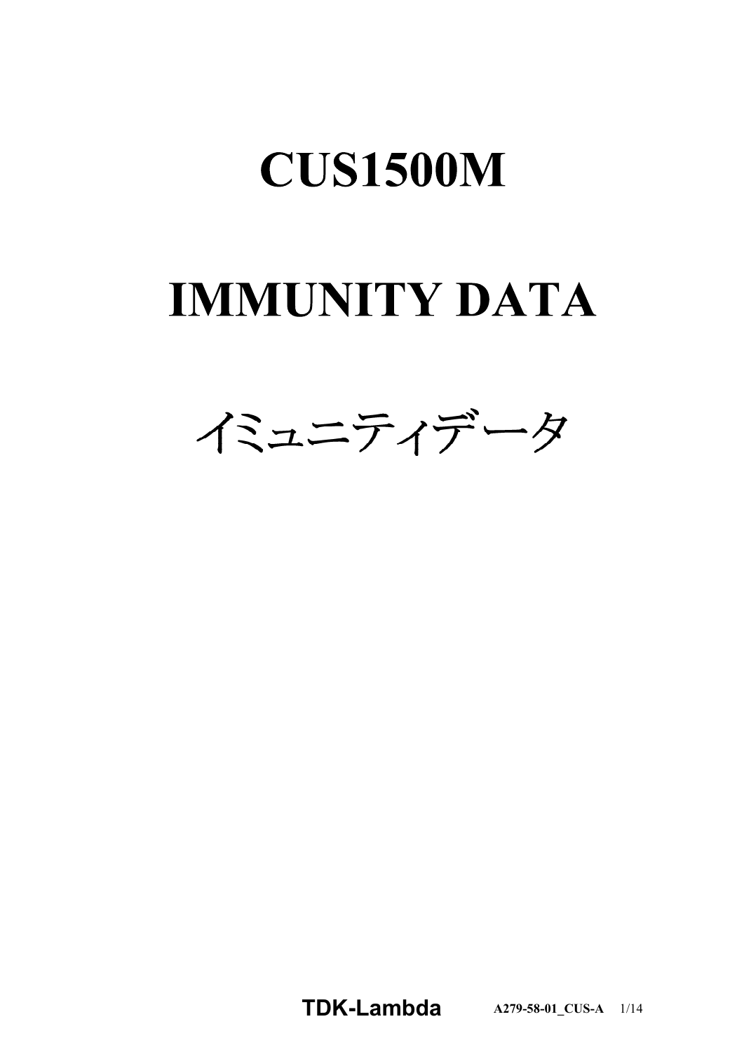# CUS1500M

# IMMUNITY DATA

# イミュニティデータ

**TDK-Lambda** A279-58-01_CUS-A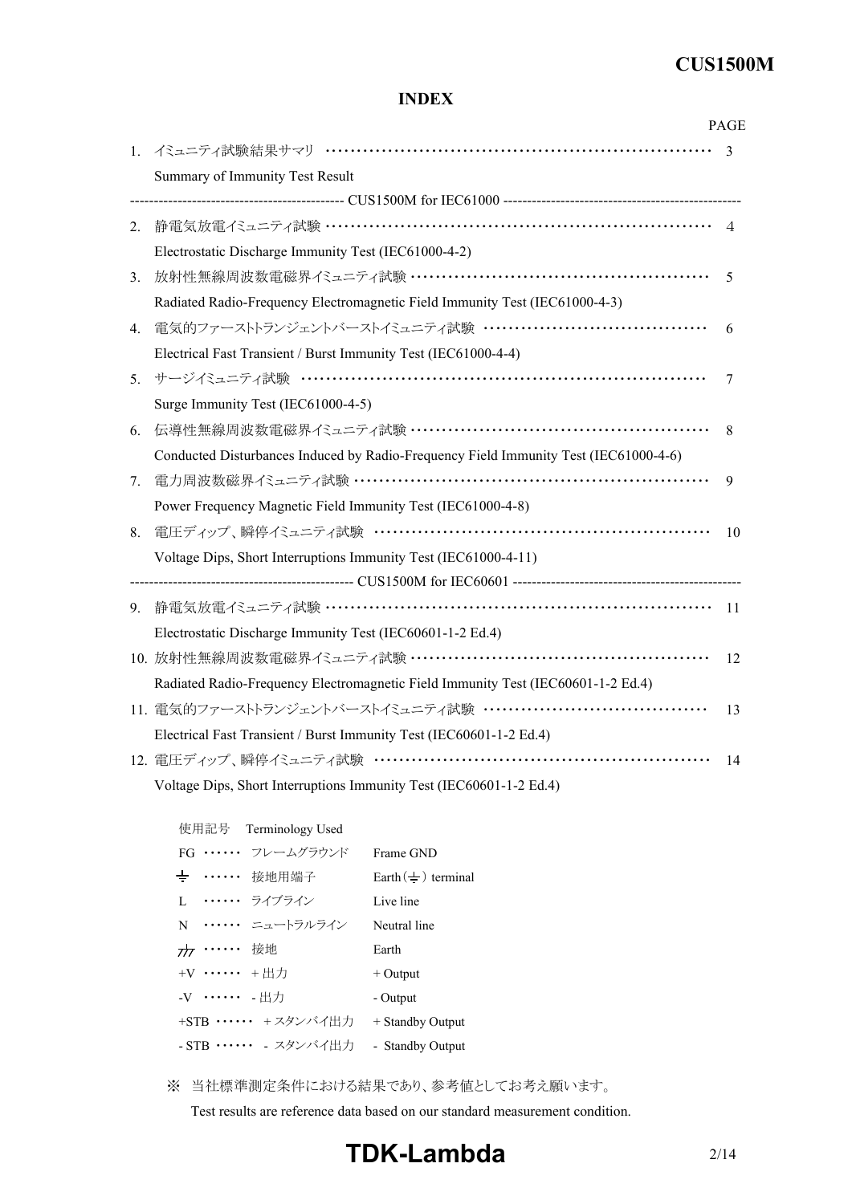# INDEX

| | | PAGE |
|---|---|---|
| 1. | イミュニティ試験結果サマリ<br>Summary of Immunity Test Result | 3 |
| | **CUS1500M for IEC61000** | |
| 2. | 静電気放電イミュニティ試験<br>Electrostatic Discharge Immunity Test (IEC61000-4-2) | 4 |
| 3. | 放射性無線周波数電磁界イミュニティ試験<br>Radiated Radio-Frequency Electromagnetic Field Immunity Test (IEC61000-4-3) | 5 |
| 4. | 電気的ファーストトランジェントバーストイミュニティ試験<br>Electrical Fast Transient / Burst Immunity Test (IEC61000-4-4) | 6 |
| 5. | サージイミュニティ試験<br>Surge Immunity Test (IEC61000-4-5) | 7 |
| 6. | 伝導性無線周波数電磁界イミュニティ試験<br>Conducted Disturbances Induced by Radio-Frequency Field Immunity Test (IEC61000-4-6) | 8 |
| 7. | 電力周波数磁界イミュニティ試験<br>Power Frequency Magnetic Field Immunity Test (IEC61000-4-8) | 9 |
| 8. | 電圧ディップ、瞬停イミュニティ試験<br>Voltage Dips, Short Interruptions Immunity Test (IEC61000-4-11) | 10 |
| | **CUS1500M for IEC60601** | |
| 9. | 静電気放電イミュニティ試験<br>Electrostatic Discharge Immunity Test (IEC60601-1-2 Ed.4) | 11 |
| 10. | 放射性無線周波数電磁界イミュニティ試験<br>Radiated Radio-Frequency Electromagnetic Field Immunity Test (IEC60601-1-2 Ed.4) | 12 |
| 11. | 電気的ファーストトランジェントバーストイミュニティ試験<br>Electrical Fast Transient / Burst Immunity Test (IEC60601-1-2 Ed.4) | 13 |
| 12. | 電圧ディップ、瞬停イミュニティ試験<br>Voltage Dips, Short Interruptions Immunity Test (IEC60601-1-2 Ed.4) | 14 |

使用記号　Terminology Used

| Symbol | 日本語 | English |
|---|---|---|
| FG | フレームグラウンド | Frame GND |
| ⏚ | 接地用端子 | Earth (⏚) terminal |
| L | ライブライン | Live line |
| N | ニュートラルライン | Neutral line |
| ⏊ | 接地 | Earth |
| +V | ＋出力 | + Output |
| -V | - 出力 | - Output |
| +STB | ＋スタンバイ出力 | + Standby Output |
| - STB | - スタンバイ出力 | - Standby Output |

※ 当社標準測定条件における結果であり、参考値としてお考え願います。
Test results are reference data based on our standard measurement condition.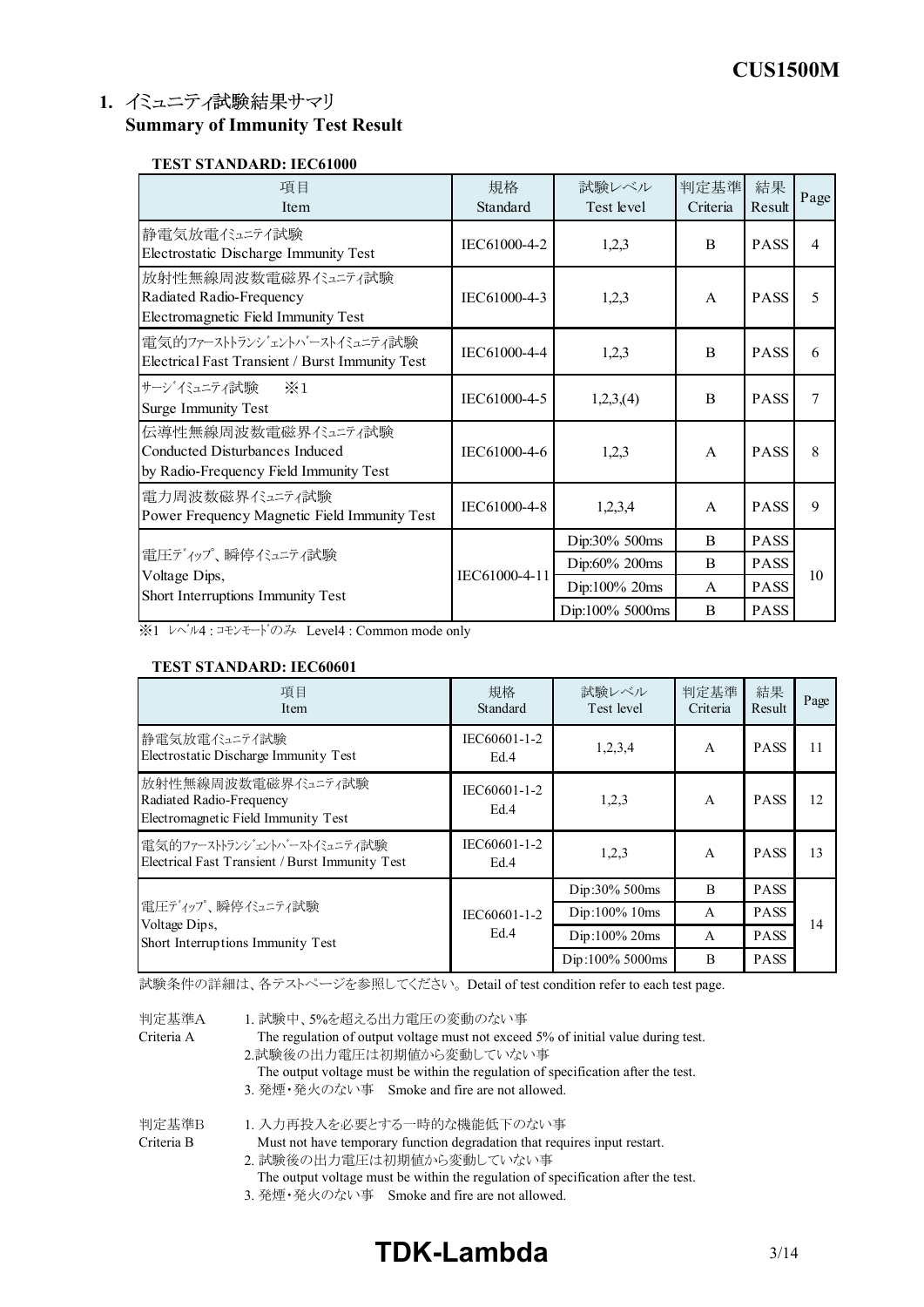## 1. イミュニティ試験結果サマリ Summary of Immunity Test Result

**TEST STANDARD: IEC61000**

| 項目 Item | 規格 Standard | 試験レベル Test level | 判定基準 Criteria | 結果 Result | Page |
|---|---|---|---|---|---|
| 静電気放電ｲﾐｭﾆﾃｨ試験 Electrostatic Discharge Immunity Test | IEC61000-4-2 | 1,2,3 | B | PASS | 4 |
| 放射性無線周波数電磁界ｲﾐｭﾆﾃｨ試験 Radiated Radio-Frequency Electromagnetic Field Immunity Test | IEC61000-4-3 | 1,2,3 | A | PASS | 5 |
| 電気的ﾌｧｰｽﾄﾄﾗﾝｼﾞｪﾝﾄﾊﾞｰｽﾄｲﾐｭﾆﾃｨ試験 Electrical Fast Transient / Burst Immunity Test | IEC61000-4-4 | 1,2,3 | B | PASS | 6 |
| ｻｰｼﾞｲﾐｭﾆﾃｨ試験 ※1 Surge Immunity Test | IEC61000-4-5 | 1,2,3,(4) | B | PASS | 7 |
| 伝導性無線周波数電磁界ｲﾐｭﾆﾃｨ試験 Conducted Disturbances Induced by Radio-Frequency Field Immunity Test | IEC61000-4-6 | 1,2,3 | A | PASS | 8 |
| 電力周波数磁界ｲﾐｭﾆﾃｨ試験 Power Frequency Magnetic Field Immunity Test | IEC61000-4-8 | 1,2,3,4 | A | PASS | 9 |
| 電圧ﾃﾞｨｯﾌﾟ、瞬停ｲﾐｭﾆﾃｨ試験 Voltage Dips, Short Interruptions Immunity Test | IEC61000-4-11 | Dip:30% 500ms | B | PASS | 10 |
| | | Dip:60% 200ms | B | PASS | |
| | | Dip:100% 20ms | A | PASS | |
| | | Dip:100% 5000ms | B | PASS | |

※1 ﾚﾍﾞﾙ4 : ｺﾓﾝﾓｰﾄﾞのみ Level4 : Common mode only

**TEST STANDARD: IEC60601**

| 項目 Item | 規格 Standard | 試験レベル Test level | 判定基準 Criteria | 結果 Result | Page |
|---|---|---|---|---|---|
| 静電気放電ｲﾐｭﾆﾃｨ試験 Electrostatic Discharge Immunity Test | IEC60601-1-2 Ed.4 | 1,2,3,4 | A | PASS | 11 |
| 放射性無線周波数電磁界ｲﾐｭﾆﾃｨ試験 Radiated Radio-Frequency Electromagnetic Field Immunity Test | IEC60601-1-2 Ed.4 | 1,2,3 | A | PASS | 12 |
| 電気的ﾌｧｰｽﾄﾄﾗﾝｼﾞｪﾝﾄﾊﾞｰｽﾄｲﾐｭﾆﾃｨ試験 Electrical Fast Transient / Burst Immunity Test | IEC60601-1-2 Ed.4 | 1,2,3 | A | PASS | 13 |
| 電圧ﾃﾞｨｯﾌﾟ、瞬停ｲﾐｭﾆﾃｨ試験 Voltage Dips, Short Interruptions Immunity Test | IEC60601-1-2 Ed.4 | Dip:30% 500ms | B | PASS | 14 |
| | | Dip:100% 10ms | A | PASS | |
| | | Dip:100% 20ms | A | PASS | |
| | | Dip:100% 5000ms | B | PASS | |

試験条件の詳細は、各テストページを参照してください。 Detail of test condition refer to each test page.

判定基準A Criteria A

1. 試験中、5%を超える出力電圧の変動のない事
   The regulation of output voltage must not exceed 5% of initial value during test.
2. 試験後の出力電圧は初期値から変動していない事
   The output voltage must be within the regulation of specification after the test.
3. 発煙・発火のない事 Smoke and fire are not allowed.

判定基準B Criteria B

1. 入力再投入を必要とする一時的な機能低下のない事
   Must not have temporary function degradation that requires input restart.
2. 試験後の出力電圧は初期値から変動していない事
   The output voltage must be within the regulation of specification after the test.
3. 発煙・発火のない事 Smoke and fire are not allowed.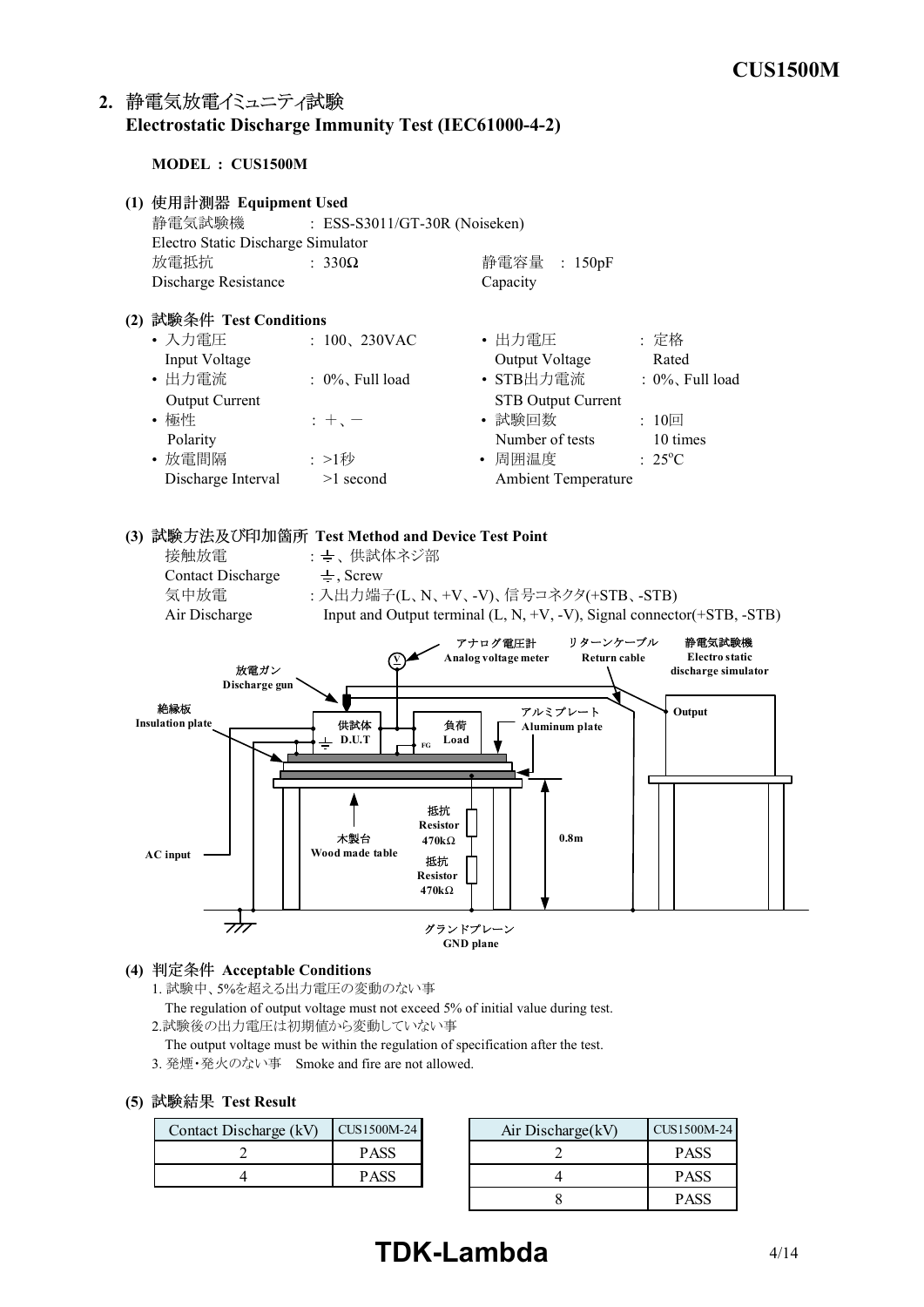## 2. 静電気放電イミュニティ試験 Electrostatic Discharge Immunity Test (IEC61000-4-2)

**MODEL : CUS1500M**

### (1) 使用計測器 Equipment Used

静電気試験機 Electro Static Discharge Simulator : ESS-S3011/GT-30R (Noiseken)

放電抵抗 Discharge Resistance : 330Ω

静電容量 Capacity : 150pF

### (2) 試験条件 Test Conditions

- 入力電圧 Input Voltage : 100、230VAC
- 出力電流 Output Current : 0%、Full load
- 極性 Polarity : ＋、－
- 放電間隔 Discharge Interval : >1秒 >1 second
- 出力電圧 Output Voltage : 定格 Rated
- STB出力電流 STB Output Current : 0%、Full load
- 試験回数 Number of tests : 10回 10 times
- 周囲温度 Ambient Temperature : 25°C

### (3) 試験方法及び印加箇所 Test Method and Device Test Point

接触放電 Contact Discharge : ⏚、供試体ネジ部 ⏚, Screw

気中放電 Air Discharge : 入出力端子(L、N、+V、-V)、信号コネクタ(+STB、-STB) Input and Output terminal (L, N, +V, -V), Signal connector(+STB, -STB)

アナログ電圧計 Analog voltage meter / リターンケーブル Return cable / 静電気試験機 Electro static discharge simulator / 放電ガン Discharge gun / 絶縁板 Insulation plate / 供試体 D.U.T / 負荷 Load / FG / アルミプレート Aluminum plate / Output / 木製台 Wood made table / 抵抗 Resistor 470kΩ / 抵抗 Resistor 470kΩ / 0.8m / AC input / グランドプレーン GND plane

### (4) 判定条件 Acceptable Conditions

1. 試験中、5%を超える出力電圧の変動のない事
   The regulation of output voltage must not exceed 5% of initial value during test.
2. 試験後の出力電圧は初期値から変動していない事
   The output voltage must be within the regulation of specification after the test.
3. 発煙・発火のない事 Smoke and fire are not allowed.

### (5) 試験結果 Test Result

| Contact Discharge (kV) | CUS1500M-24 |
|---|---|
| 2 | PASS |
| 4 | PASS |

| Air Discharge(kV) | CUS1500M-24 |
|---|---|
| 2 | PASS |
| 4 | PASS |
| 8 | PASS |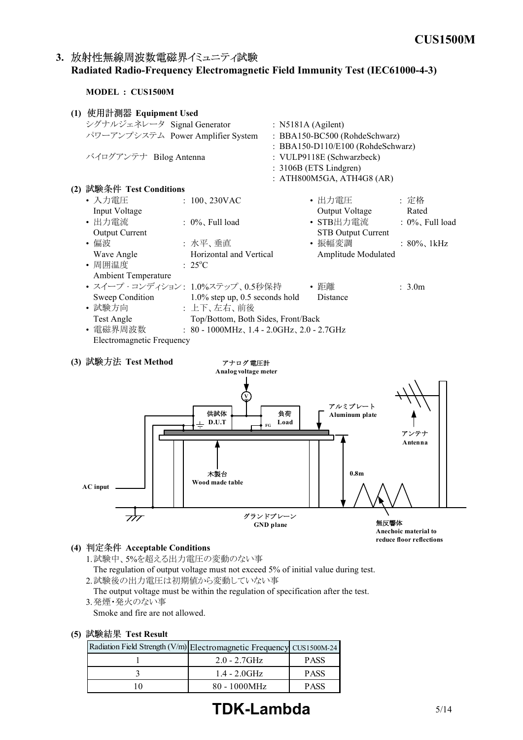## 3. 放射性無線周波数電磁界イミュニティ試験
## Radiated Radio-Frequency Electromagnetic Field Immunity Test (IEC61000-4-3)

**MODEL : CUS1500M**

### (1) 使用計測器 Equipment Used

シグナルジェネレータ Signal Generator : N5181A (Agilent)
パワーアンプシステム Power Amplifier System : BBA150-BC500 (RohdeSchwarz)
: BBA150-D110/E100 (RohdeSchwarz)
バイログアンテナ Bilog Antenna : VULP9118E (Schwarzbeck)
: 3106B (ETS Lindgren)
: ATH800M5GA, ATH4G8 (AR)

### (2) 試験条件 Test Conditions

- 入力電圧 Input Voltage : 100、230VAC
- 出力電圧 Output Voltage : 定格 Rated
- 出力電流 Output Current : 0%、Full load
- STB出力電流 STB Output Current : 0%、Full load
- 偏波 Wave Angle : 水平、垂直 Horizontal and Vertical
- 振幅変調 Amplitude Modulated : 80%、1kHz
- 周囲温度 Ambient Temperature : 25°C
- スイープ・コンディション Sweep Condition : 1.0%ステップ、0.5秒保持 1.0% step up, 0.5 seconds hold
- 距離 Distance : 3.0m
- 試験方向 Test Angle : 上下、左右、前後 Top/Bottom, Both Sides, Front/Back
- 電磁界周波数 Electromagnetic Frequency : 80 - 1000MHz、1.4 - 2.0GHz、2.0 - 2.7GHz

### (3) 試験方法 Test Method

アナログ電圧計 Analog voltage meter
供試体 D.U.T
負荷 Load
FG
アルミプレート Aluminum plate
アンテナ Antenna
木製台 Wood made table
0.8m
AC input
グランドプレーン GND plane
無反響体 Anechoic material to reduce floor reflections

### (4) 判定条件 Acceptable Conditions

1. 試験中、5%を超える出力電圧の変動のない事
   The regulation of output voltage must not exceed 5% of initial value during test.
2. 試験後の出力電圧は初期値から変動していない事
   The output voltage must be within the regulation of specification after the test.
3. 発煙・発火のない事
   Smoke and fire are not allowed.

### (5) 試験結果 Test Result

| Radiation Field Strength (V/m) | Electromagnetic Frequency | CUS1500M-24 |
|---|---|---|
| 1 | 2.0 - 2.7GHz | PASS |
| 3 | 1.4 - 2.0GHz | PASS |
| 10 | 80 - 1000MHz | PASS |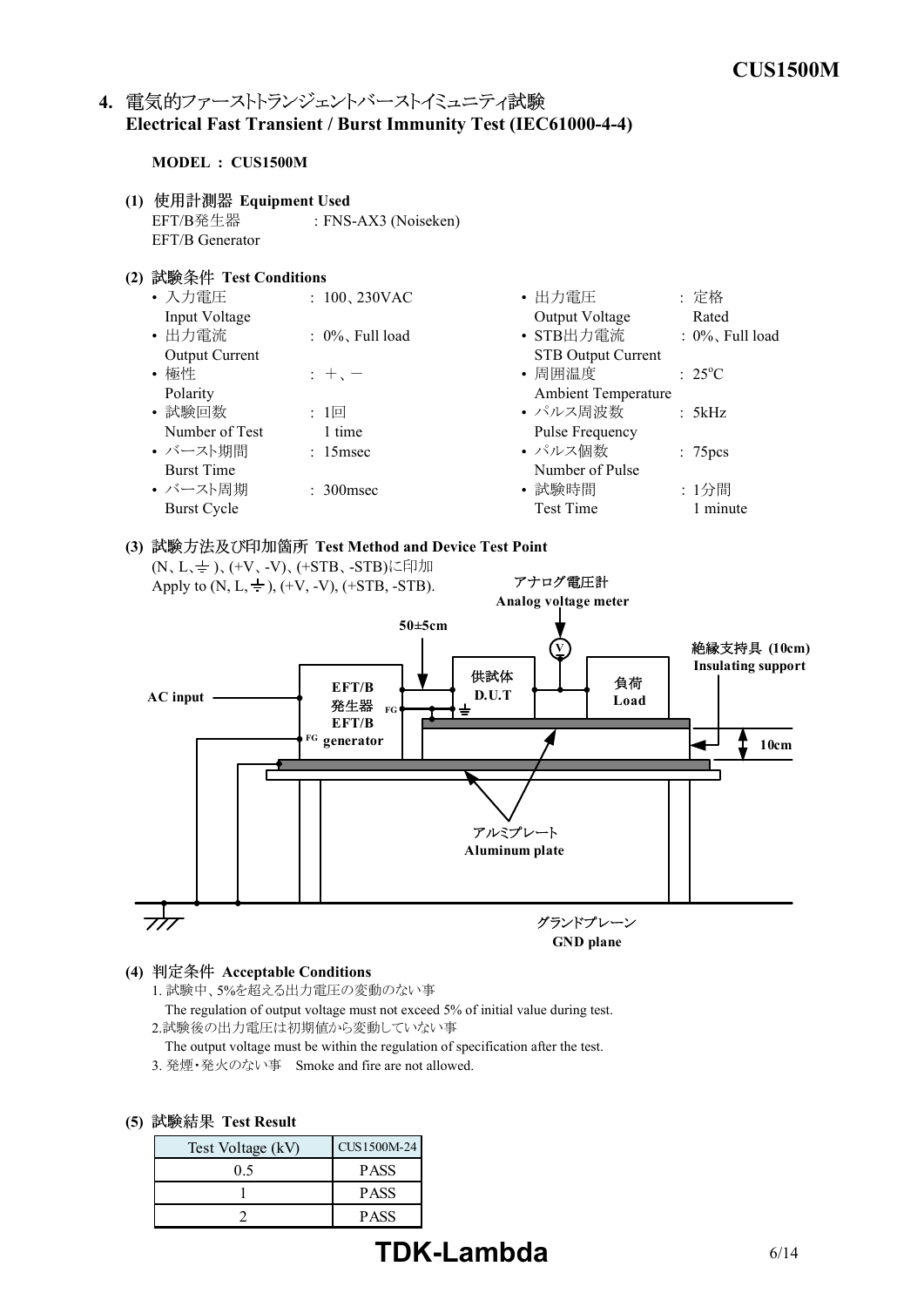## 4. 電気的ファーストトランジェントバーストイミュニティ試験 Electrical Fast Transient / Burst Immunity Test (IEC61000-4-4)

**MODEL : CUS1500M**

### (1) 使用計測器 Equipment Used

EFT/B発生器 EFT/B Generator : FNS-AX3 (Noiseken)

### (2) 試験条件 Test Conditions

- 入力電圧 Input Voltage : 100、230VAC
- 出力電流 Output Current : 0%、Full load
- 極性 Polarity : ＋、－
- 試験回数 Number of Test : 1回 1 time
- バースト期間 Burst Time : 15msec
- バースト周期 Burst Cycle : 300msec
- 出力電圧 Output Voltage : 定格 Rated
- STB出力電流 STB Output Current : 0%、Full load
- 周囲温度 Ambient Temperature : 25°C
- パルス周波数 Pulse Frequency : 5kHz
- パルス個数 Number of Pulse : 75pcs
- 試験時間 Test Time : 1分間 1 minute

### (3) 試験方法及び印加箇所 Test Method and Device Test Point

(N、L、⏚)、(+V、-V)、(+STB、-STB)に印加
Apply to (N, L, ⏚), (+V, -V), (+STB, -STB).

AC input / EFT/B発生器 EFT/B generator / FG / 50±5cm / 供試体 D.U.T / アナログ電圧計 Analog voltage meter / 負荷 Load / 絶縁支持具 (10cm) Insulating support / 10cm / アルミプレート Aluminum plate / グランドプレーン GND plane

### (4) 判定条件 Acceptable Conditions

1. 試験中、5%を超える出力電圧の変動のない事
   The regulation of output voltage must not exceed 5% of initial value during test.
2. 試験後の出力電圧は初期値から変動していない事
   The output voltage must be within the regulation of specification after the test.
3. 発煙・発火のない事 Smoke and fire are not allowed.

### (5) 試験結果 Test Result

| Test Voltage (kV) | CUS1500M-24 |
|---|---|
| 0.5 | PASS |
| 1 | PASS |
| 2 | PASS |

**TDK-Lambda**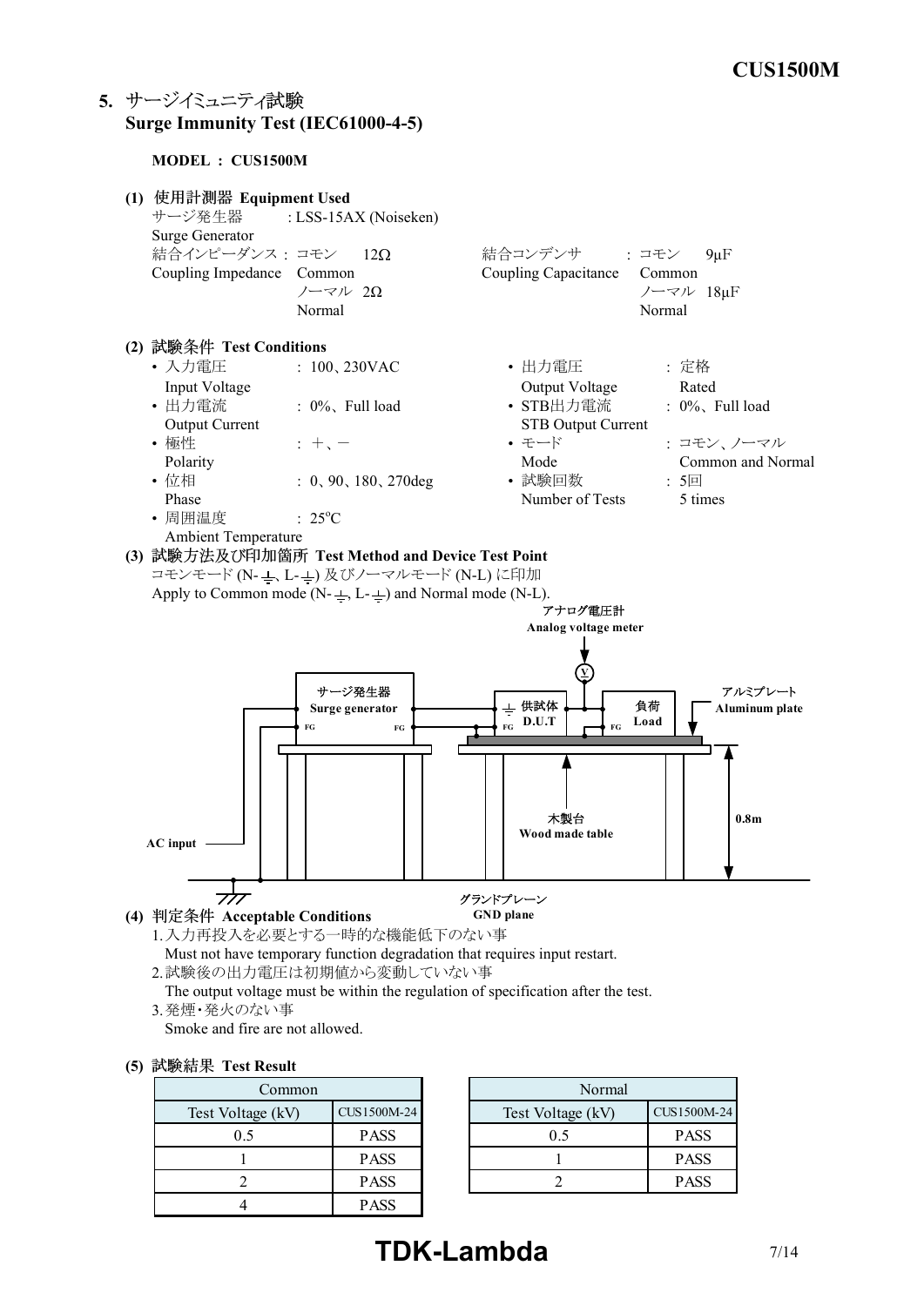## 5. サージイミュニティ試験 Surge Immunity Test (IEC61000-4-5)

**MODEL : CUS1500M**

**(1) 使用計測器 Equipment Used**

サージ発生器 Surge Generator : LSS-15AX (Noiseken)

結合インピーダンス : コモン Common 12Ω、ノーマル Normal 2Ω
Coupling Impedance

結合コンデンサ : コモン Common 9μF、ノーマル Normal 18μF
Coupling Capacitance

**(2) 試験条件 Test Conditions**

- 入力電圧 Input Voltage : 100、230VAC
- 出力電流 Output Current : 0%、Full load
- 極性 Polarity : +、−
- 位相 Phase : 0、90、180、270deg
- 周囲温度 Ambient Temperature : 25°C
- 出力電圧 Output Voltage : 定格 Rated
- STB出力電流 STB Output Current : 0%、Full load
- モード Mode : コモン、ノーマル Common and Normal
- 試験回数 Number of Tests : 5回 5 times

**(3) 試験方法及び印加箇所 Test Method and Device Test Point**

コモンモード (N-⏚、L-⏚) 及びノーマルモード (N-L) に印加
Apply to Common mode (N-⏚, L-⏚) and Normal mode (N-L).

アナログ電圧計 Analog voltage meter
サージ発生器 Surge generator
供試体 D.U.T
負荷 Load
アルミプレート Aluminum plate
木製台 Wood made table
0.8m
AC input
グランドプレーン GND plane

**(4) 判定条件 Acceptable Conditions**

1. 入力再投入を必要とする一時的な機能低下のない事
   Must not have temporary function degradation that requires input restart.
2. 試験後の出力電圧は初期値から変動していない事
   The output voltage must be within the regulation of specification after the test.
3. 発煙・発火のない事
   Smoke and fire are not allowed.

**(5) 試験結果 Test Result**

| Common | |
|---|---|
| Test Voltage (kV) | CUS1500M-24 |
| 0.5 | PASS |
| 1 | PASS |
| 2 | PASS |
| 4 | PASS |

| Normal | |
|---|---|
| Test Voltage (kV) | CUS1500M-24 |
| 0.5 | PASS |
| 1 | PASS |
| 2 | PASS |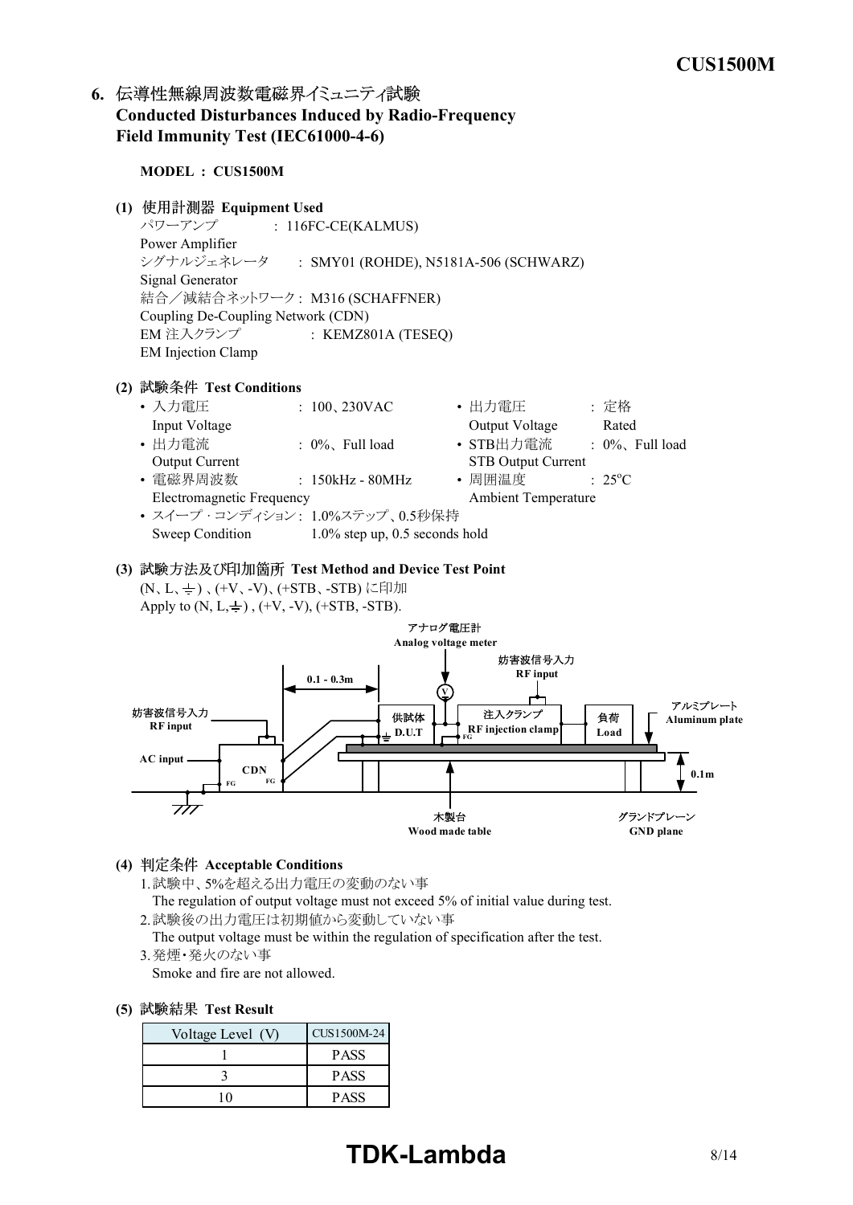## 6. 伝導性無線周波数電磁界イミュニティ試験 Conducted Disturbances Induced by Radio-Frequency Field Immunity Test (IEC61000-4-6)

**MODEL : CUS1500M**

**(1) 使用計測器 Equipment Used**

パワーアンプ : 116FC-CE(KALMUS)
Power Amplifier
シグナルジェネレータ : SMY01 (ROHDE), N5181A-506 (SCHWARZ)
Signal Generator
結合／減結合ネットワーク : M316 (SCHAFFNER)
Coupling De-Coupling Network (CDN)
EM 注入クランプ : KEMZ801A (TESEQ)
EM Injection Clamp

**(2) 試験条件 Test Conditions**

- 入力電圧 Input Voltage : 100、230VAC
- 出力電圧 Output Voltage : 定格 Rated
- 出力電流 Output Current : 0%、Full load
- STB出力電流 STB Output Current : 0%、Full load
- 電磁界周波数 Electromagnetic Frequency : 150kHz - 80MHz
- 周囲温度 Ambient Temperature : 25°C
- スイープ・コンディション Sweep Condition : 1.0%ステップ、0.5秒保持 1.0% step up, 0.5 seconds hold

**(3) 試験方法及び印加箇所 Test Method and Device Test Point**

(N、L、⏚) 、(+V、-V)、(+STB、-STB) に印加
Apply to (N, L,⏚) , (+V, -V), (+STB, -STB).

アナログ電圧計 Analog voltage meter
妨害波信号入力 RF input
0.1 - 0.3m
妨害波信号入力 RF input
供試体 D.U.T
注入クランプ RF injection clamp
負荷 Load
アルミプレート Aluminum plate
AC input
CDN
FG
0.1m
木製台 Wood made table
グランドプレーン GND plane

**(4) 判定条件 Acceptable Conditions**

1. 試験中、5%を超える出力電圧の変動のない事
   The regulation of output voltage must not exceed 5% of initial value during test.
2. 試験後の出力電圧は初期値から変動していない事
   The output voltage must be within the regulation of specification after the test.
3. 発煙・発火のない事
   Smoke and fire are not allowed.

**(5) 試験結果 Test Result**

| Voltage Level (V) | CUS1500M-24 |
|---|---|
| 1 | PASS |
| 3 | PASS |
| 10 | PASS |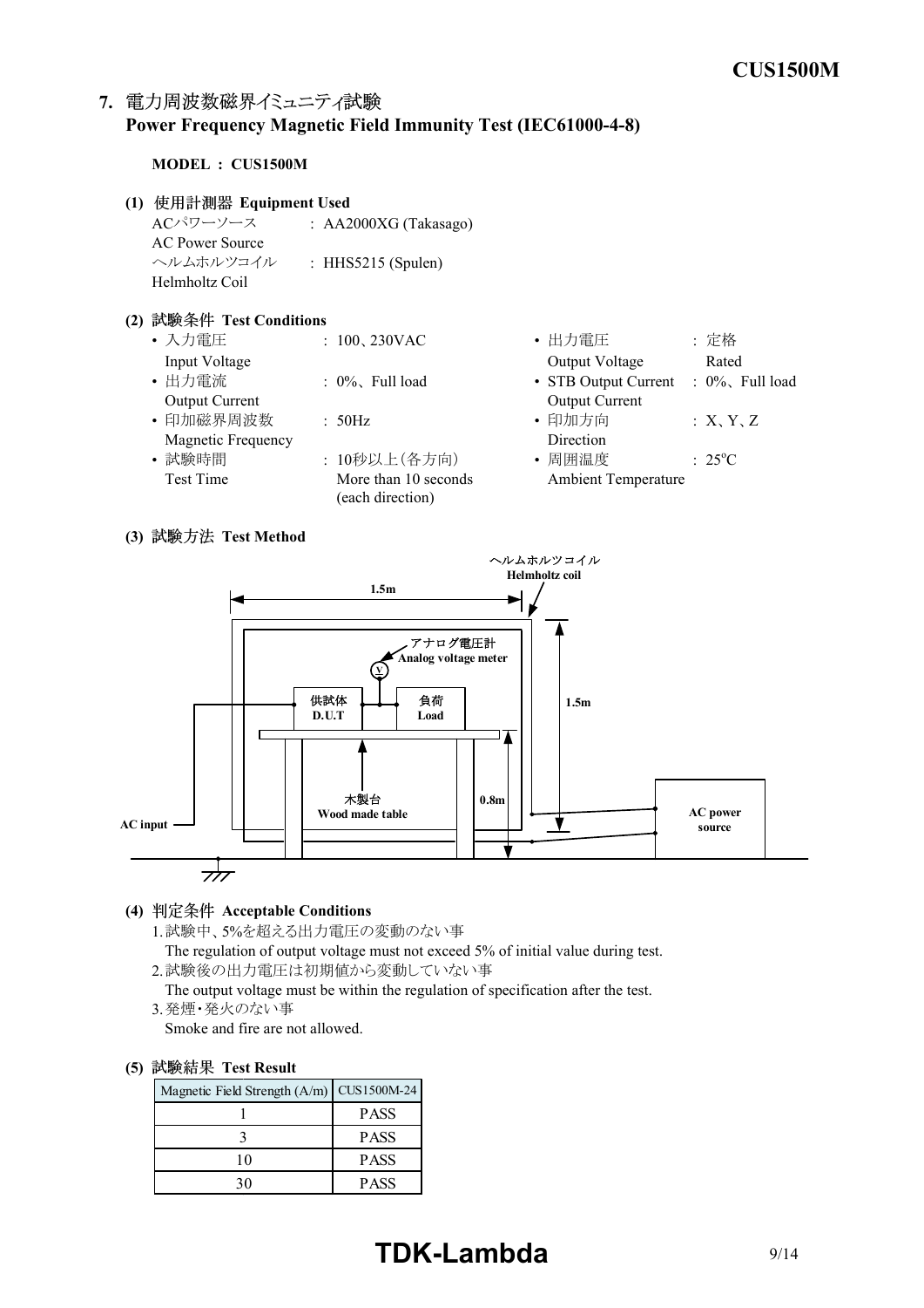## 7. 電力周波数磁界イミュニティ試験 Power Frequency Magnetic Field Immunity Test (IEC61000-4-8)

**MODEL : CUS1500M**

### (1) 使用計測器 Equipment Used

ACパワーソース AC Power Source : AA2000XG (Takasago)
ヘルムホルツコイル Helmholtz Coil : HHS5215 (Spulen)

### (2) 試験条件 Test Conditions

- 入力電圧 Input Voltage : 100、230VAC
- 出力電流 Output Current : 0%、Full load
- 印加磁界周波数 Magnetic Frequency : 50Hz
- 試験時間 Test Time : 10秒以上（各方向） More than 10 seconds (each direction)
- 出力電圧 Output Voltage : 定格 Rated
- STB Output Current Output Current : 0%、Full load
- 印加方向 Direction : X、Y、Z
- 周囲温度 Ambient Temperature : 25°C

### (3) 試験方法 Test Method

ヘルムホルツコイル Helmholtz coil
1.5m
1.5m
アナログ電圧計 Analog voltage meter
供試体 D.U.T
負荷 Load
木製台 Wood made table
0.8m
AC input
AC power source

### (4) 判定条件 Acceptable Conditions

1. 試験中、5%を超える出力電圧の変動のない事
   The regulation of output voltage must not exceed 5% of initial value during test.
2. 試験後の出力電圧は初期値から変動していない事
   The output voltage must be within the regulation of specification after the test.
3. 発煙・発火のない事
   Smoke and fire are not allowed.

### (5) 試験結果 Test Result

| Magnetic Field Strength (A/m) | CUS1500M-24 |
|---|---|
| 1 | PASS |
| 3 | PASS |
| 10 | PASS |
| 30 | PASS |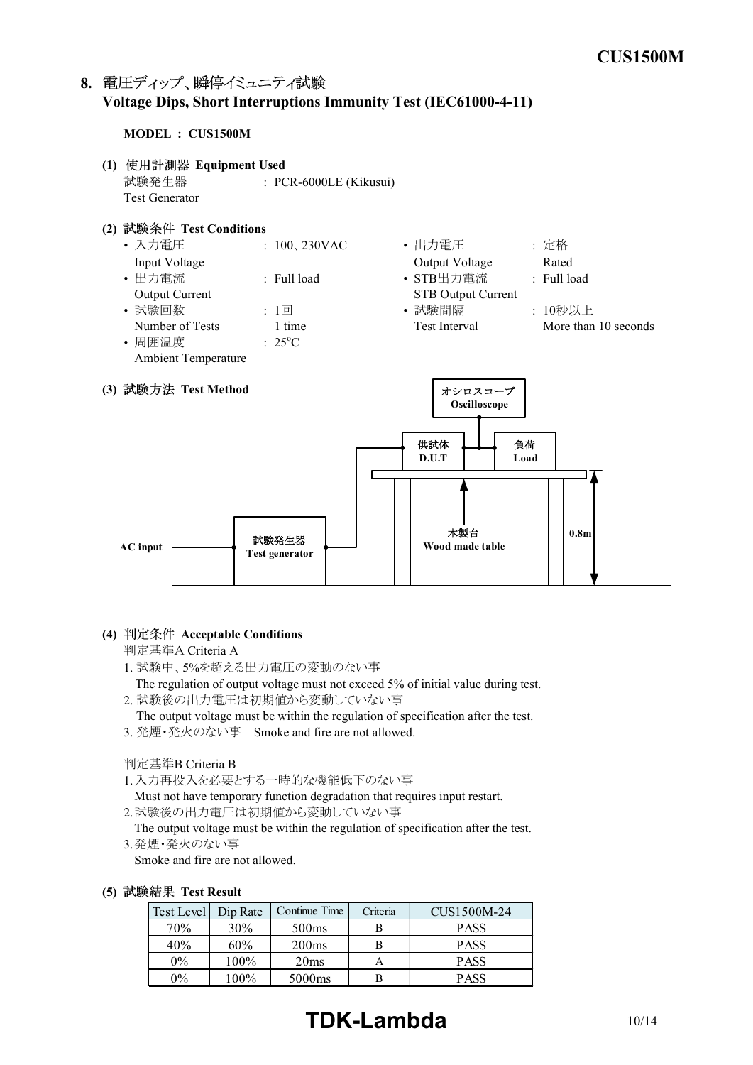## 8. 電圧ディップ、瞬停イミュニティ試験 Voltage Dips, Short Interruptions Immunity Test (IEC61000-4-11)

**MODEL : CUS1500M**

**(1) 使用計測器 Equipment Used**

試験発生器 Test Generator : PCR-6000LE (Kikusui)

**(2) 試験条件 Test Conditions**

- 入力電圧 Input Voltage : 100、230VAC
- 出力電圧 Output Voltage : 定格 Rated
- 出力電流 Output Current : Full load
- STB出力電流 STB Output Current : Full load
- 試験回数 Number of Tests : 1回 1 time
- 試験間隔 Test Interval : 10秒以上 More than 10 seconds
- 周囲温度 Ambient Temperature : 25°C

**(3) 試験方法 Test Method**

AC input — 試験発生器 Test generator — 供試体 D.U.T — 負荷 Load; オシロスコープ Oscilloscope; 木製台 Wood made table; 0.8m

**(4) 判定条件 Acceptable Conditions**

判定基準A Criteria A

1. 試験中、5%を超える出力電圧の変動のない事
   The regulation of output voltage must not exceed 5% of initial value during test.
2. 試験後の出力電圧は初期値から変動していない事
   The output voltage must be within the regulation of specification after the test.
3. 発煙・発火のない事 Smoke and fire are not allowed.

判定基準B Criteria B

1. 入力再投入を必要とする一時的な機能低下のない事
   Must not have temporary function degradation that requires input restart.
2. 試験後の出力電圧は初期値から変動していない事
   The output voltage must be within the regulation of specification after the test.
3. 発煙・発火のない事
   Smoke and fire are not allowed.

**(5) 試験結果 Test Result**

| Test Level | Dip Rate | Continue Time | Criteria | CUS1500M-24 |
|---|---|---|---|---|
| 70% | 30% | 500ms | B | PASS |
| 40% | 60% | 200ms | B | PASS |
| 0% | 100% | 20ms | A | PASS |
| 0% | 100% | 5000ms | B | PASS |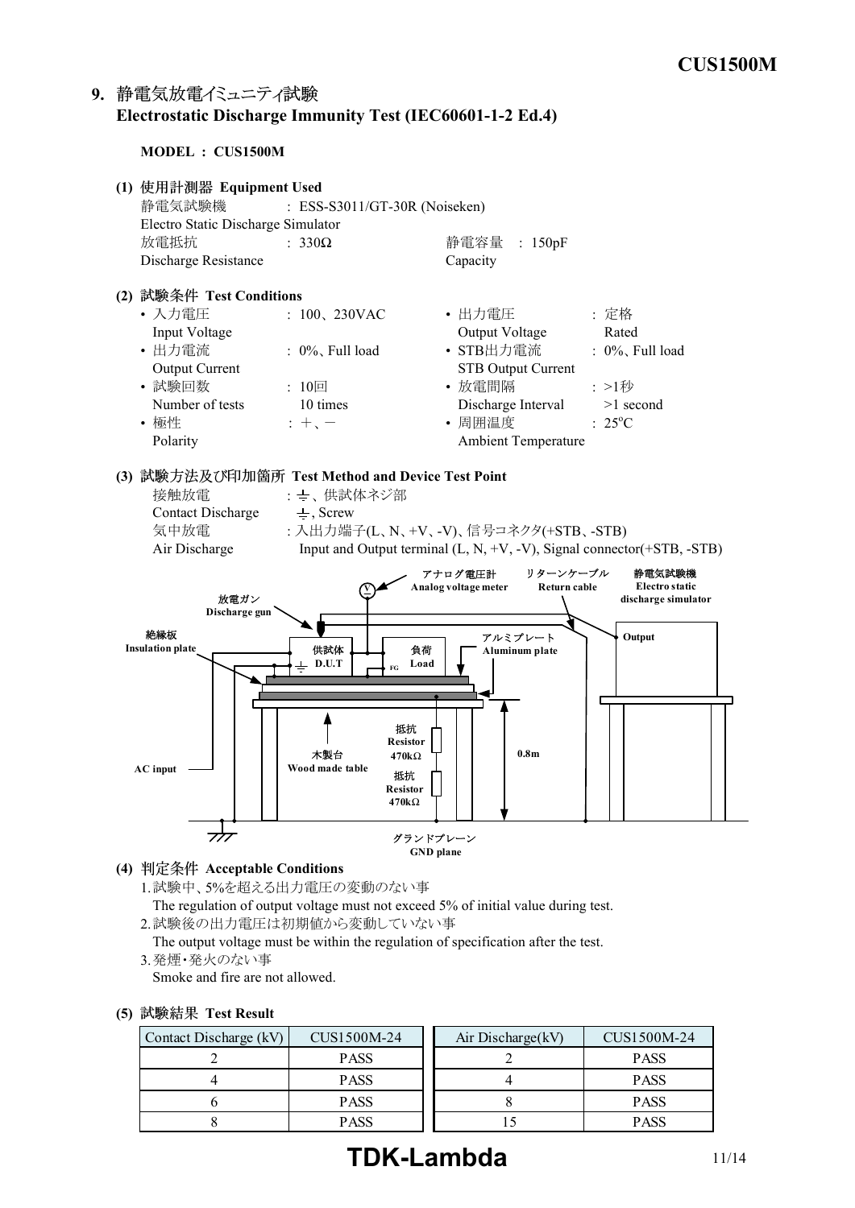## 9. 静電気放電イミュニティ試験 Electrostatic Discharge Immunity Test (IEC60601-1-2 Ed.4)

**MODEL : CUS1500M**

### (1) 使用計測器 Equipment Used

静電気試験機 Electro Static Discharge Simulator : ESS-S3011/GT-30R (Noiseken)

放電抵抗 Discharge Resistance : 330Ω　　静電容量 Capacity : 150pF

### (2) 試験条件 Test Conditions

- 入力電圧 Input Voltage : 100、230VAC
- 出力電圧 Output Voltage : 定格 Rated
- 出力電流 Output Current : 0%、Full load
- STB出力電流 STB Output Current : 0%、Full load
- 試験回数 Number of tests : 10回 10 times
- 放電間隔 Discharge Interval : >1秒 >1 second
- 極性 Polarity : ＋、－
- 周囲温度 Ambient Temperature : 25°C

### (3) 試験方法及び印加箇所 Test Method and Device Test Point

接触放電 Contact Discharge : ⏚、供試体ネジ部 ⏚, Screw

気中放電 Air Discharge : 入出力端子(L、N、+V、-V)、信号コネクタ(+STB、-STB) Input and Output terminal (L, N, +V, -V), Signal connector(+STB, -STB)

放電ガン Discharge gun　アナログ電圧計 Analog voltage meter　リターンケーブル Return cable　静電気試験機 Electro static discharge simulator　Output　絶縁板 Insulation plate　供試体 D.U.T　負荷 Load　FG　アルミプレート Aluminum plate　抵抗 Resistor 470kΩ　抵抗 Resistor 470kΩ　木製台 Wood made table　0.8m　AC input　グランドプレーン GND plane

### (4) 判定条件 Acceptable Conditions

1. 試験中、5%を超える出力電圧の変動のない事
   The regulation of output voltage must not exceed 5% of initial value during test.
2. 試験後の出力電圧は初期値から変動していない事
   The output voltage must be within the regulation of specification after the test.
3. 発煙・発火のない事
   Smoke and fire are not allowed.

### (5) 試験結果 Test Result

| Contact Discharge (kV) | CUS1500M-24 |
|---|---|
| 2 | PASS |
| 4 | PASS |
| 6 | PASS |
| 8 | PASS |

| Air Discharge(kV) | CUS1500M-24 |
|---|---|
| 2 | PASS |
| 4 | PASS |
| 8 | PASS |
| 15 | PASS |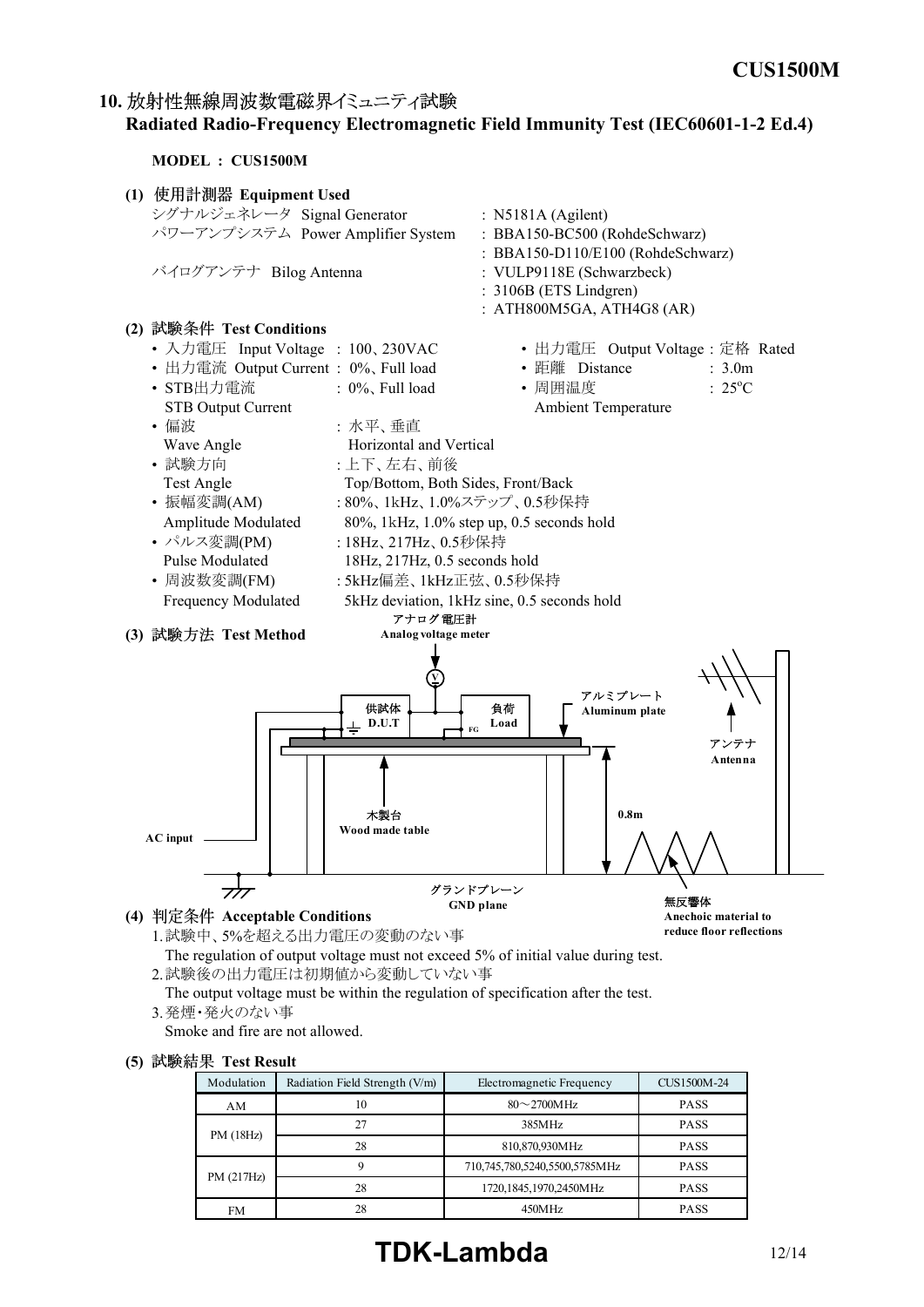## 10. 放射性無線周波数電磁界イミュニティ試験
## Radiated Radio-Frequency Electromagnetic Field Immunity Test (IEC60601-1-2 Ed.4)

**MODEL : CUS1500M**

**(1) 使用計測器 Equipment Used**

シグナルジェネレータ Signal Generator : N5181A (Agilent)
パワーアンプシステム Power Amplifier System : BBA150-BC500 (RohdeSchwarz)
: BBA150-D110/E100 (RohdeSchwarz)
バイログアンテナ Bilog Antenna : VULP9118E (Schwarzbeck)
: 3106B (ETS Lindgren)
: ATH800M5GA, ATH4G8 (AR)

**(2) 試験条件 Test Conditions**

- 入力電圧 Input Voltage : 100、230VAC
- 出力電流 Output Current : 0%、Full load
- STB出力電流 STB Output Current : 0%、Full load
- 偏波 Wave Angle : 水平、垂直 Horizontal and Vertical
- 試験方向 Test Angle : 上下、左右、前後 Top/Bottom, Both Sides, Front/Back
- 振幅変調(AM) Amplitude Modulated : 80%、1kHz、1.0%ステップ、0.5秒保持 80%, 1kHz, 1.0% step up, 0.5 seconds hold
- パルス変調(PM) Pulse Modulated : 18Hz、217Hz、0.5秒保持 18Hz, 217Hz, 0.5 seconds hold
- 周波数変調(FM) Frequency Modulated : 5kHz偏差、1kHz正弦、0.5秒保持 5kHz deviation, 1kHz sine, 0.5 seconds hold
- 出力電圧 Output Voltage : 定格 Rated
- 距離 Distance : 3.0m
- 周囲温度 Ambient Temperature : 25°C

**(3) 試験方法 Test Method**

アナログ電圧計 Analog voltage meter
供試体 D.U.T
負荷 Load
FG
アルミプレート Aluminum plate
アンテナ Antenna
木製台 Wood made table
0.8m
AC input
グランドプレーン GND plane
無反響体 Anechoic material to reduce floor reflections

**(4) 判定条件 Acceptable Conditions**

1. 試験中、5%を超える出力電圧の変動のない事
   The regulation of output voltage must not exceed 5% of initial value during test.
2. 試験後の出力電圧は初期値から変動していない事
   The output voltage must be within the regulation of specification after the test.
3. 発煙・発火のない事
   Smoke and fire are not allowed.

**(5) 試験結果 Test Result**

| Modulation | Radiation Field Strength (V/m) | Electromagnetic Frequency | CUS1500M-24 |
|---|---|---|---|
| AM | 10 | 80～2700MHz | PASS |
| PM (18Hz) | 27 | 385MHz | PASS |
| | 28 | 810,870,930MHz | PASS |
| PM (217Hz) | 9 | 710,745,780,5240,5500,5785MHz | PASS |
| | 28 | 1720,1845,1970,2450MHz | PASS |
| FM | 28 | 450MHz | PASS |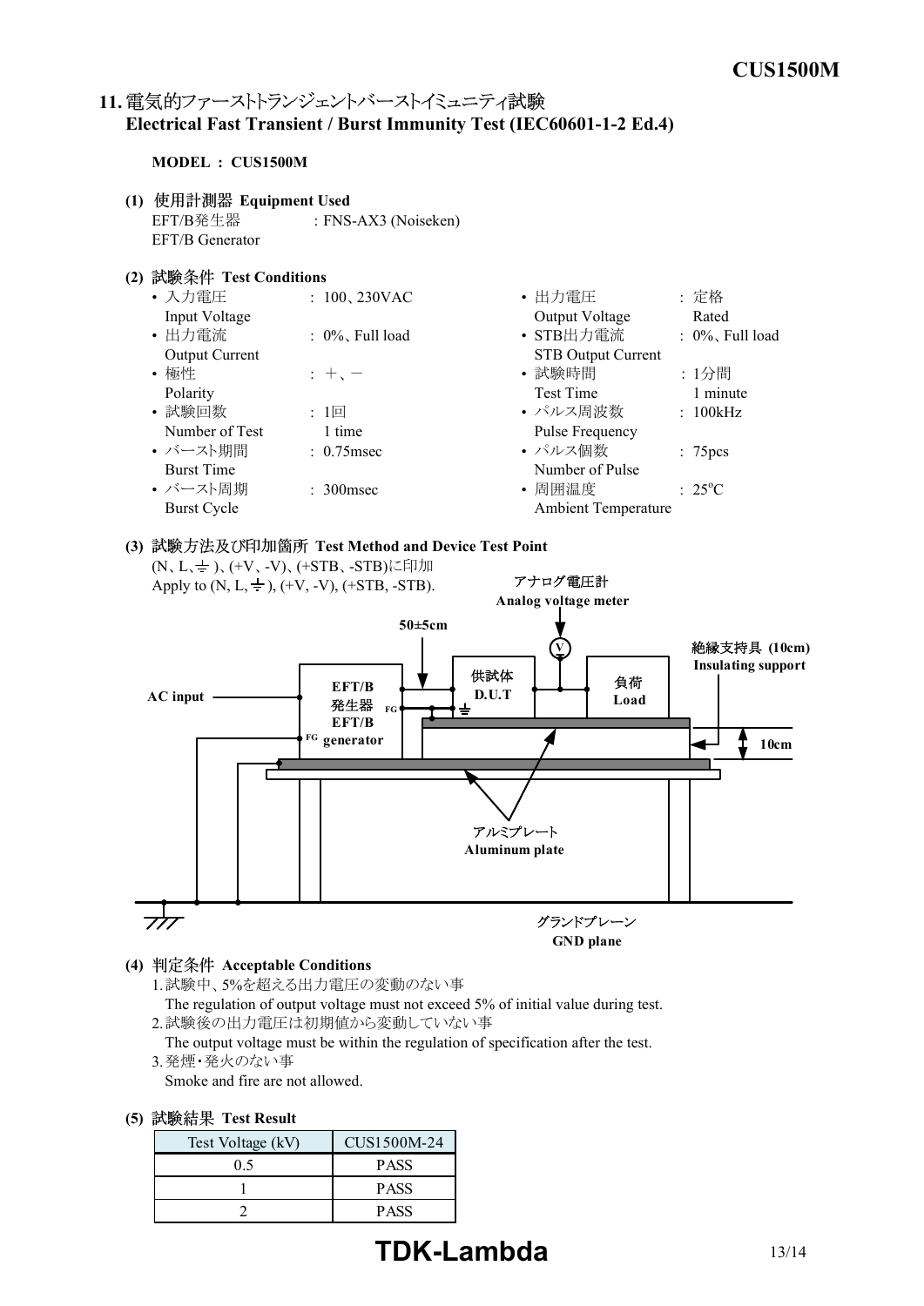## 11. 電気的ファーストトランジェントバーストイミュニティ試験 Electrical Fast Transient / Burst Immunity Test (IEC60601-1-2 Ed.4)

**MODEL : CUS1500M**

**(1) 使用計測器 Equipment Used**

EFT/B発生器 EFT/B Generator : FNS-AX3 (Noiseken)

**(2) 試験条件 Test Conditions**

- 入力電圧 Input Voltage : 100、230VAC
- 出力電流 Output Current : 0%、Full load
- 極性 Polarity : ＋、－
- 試験回数 Number of Test : 1回 1 time
- バースト期間 Burst Time : 0.75msec
- バースト周期 Burst Cycle : 300msec
- 出力電圧 Output Voltage : 定格 Rated
- STB出力電流 STB Output Current : 0%、Full load
- 試験時間 Test Time : 1分間 1 minute
- パルス周波数 Pulse Frequency : 100kHz
- パルス個数 Number of Pulse : 75pcs
- 周囲温度 Ambient Temperature : 25°C

**(3) 試験方法及び印加箇所 Test Method and Device Test Point**

(N、L、⏚)、(+V、-V)、(+STB、-STB)に印加
Apply to (N, L, ⏚), (+V, -V), (+STB, -STB).

アナログ電圧計 Analog voltage meter
50±5cm
絶縁支持具 (10cm) Insulating support
AC input
EFT/B発生器 EFT/B generator
供試体 D.U.T
負荷 Load
10cm
アルミプレート Aluminum plate
グランドプレーン GND plane

**(4) 判定条件 Acceptable Conditions**

1. 試験中、5%を超える出力電圧の変動のない事
   The regulation of output voltage must not exceed 5% of initial value during test.
2. 試験後の出力電圧は初期値から変動していない事
   The output voltage must be within the regulation of specification after the test.
3. 発煙・発火のない事
   Smoke and fire are not allowed.

**(5) 試験結果 Test Result**

| Test Voltage (kV) | CUS1500M-24 |
|---|---|
| 0.5 | PASS |
| 1 | PASS |
| 2 | PASS |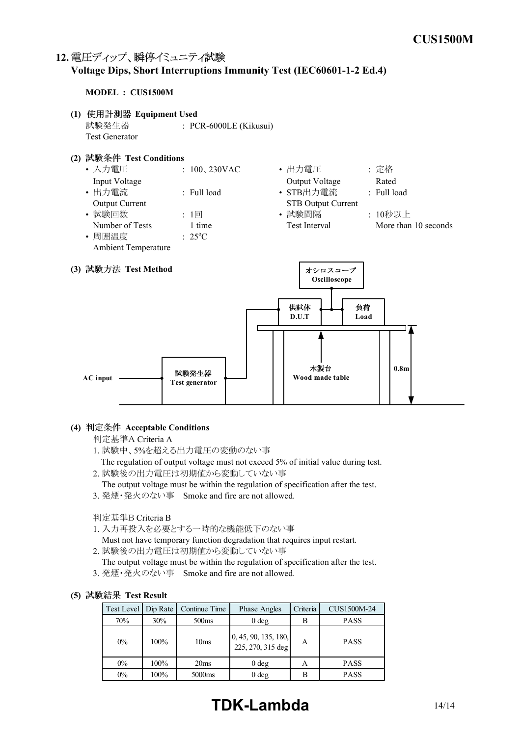## 12. 電圧ディップ、瞬停イミュニティ試験
## Voltage Dips, Short Interruptions Immunity Test (IEC60601-1-2 Ed.4)

**MODEL : CUS1500M**

**(1) 使用計測器 Equipment Used**

試験発生器 Test Generator : PCR-6000LE (Kikusui)

**(2) 試験条件 Test Conditions**

- 入力電圧 Input Voltage : 100、230VAC
- 出力電圧 Output Voltage : 定格 Rated
- 出力電流 Output Current : Full load
- STB出力電流 STB Output Current : Full load
- 試験回数 Number of Tests : 1回 1 time
- 試験間隔 Test Interval : 10秒以上 More than 10 seconds
- 周囲温度 Ambient Temperature : 25°C

**(3) 試験方法 Test Method**

オシロスコープ Oscilloscope

供試体 D.U.T

負荷 Load

AC input

試験発生器 Test generator

木製台 Wood made table

0.8m

**(4) 判定条件 Acceptable Conditions**

判定基準A Criteria A

1. 試験中、5%を超える出力電圧の変動のない事
   The regulation of output voltage must not exceed 5% of initial value during test.
2. 試験後の出力電圧は初期値から変動していない事
   The output voltage must be within the regulation of specification after the test.
3. 発煙・発火のない事　Smoke and fire are not allowed.

判定基準B Criteria B

1. 入力再投入を必要とする一時的な機能低下のない事
   Must not have temporary function degradation that requires input restart.
2. 試験後の出力電圧は初期値から変動していない事
   The output voltage must be within the regulation of specification after the test.
3. 発煙・発火のない事　Smoke and fire are not allowed.

**(5) 試験結果 Test Result**

| Test Level | Dip Rate | Continue Time | Phase Angles | Criteria | CUS1500M-24 |
|---|---|---|---|---|---|
| 70% | 30% | 500ms | 0 deg | B | PASS |
| 0% | 100% | 10ms | 0, 45, 90, 135, 180, 225, 270, 315 deg | A | PASS |
| 0% | 100% | 20ms | 0 deg | A | PASS |
| 0% | 100% | 5000ms | 0 deg | B | PASS |

**TDK-Lambda**